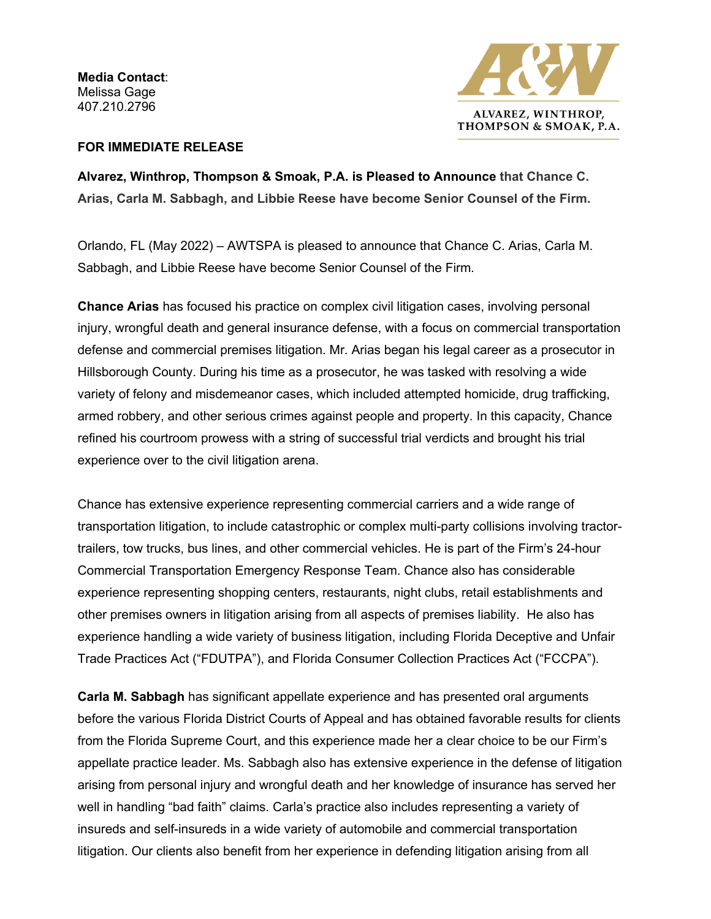**Media Contact**:
Melissa Gage
407.210.2796

ALVAREZ, WINTHROP, THOMPSON & SMOAK, P.A.

**FOR IMMEDIATE RELEASE**

**Alvarez, Winthrop, Thompson & Smoak, P.A. is Pleased to Announce that Chance C. Arias, Carla M. Sabbagh, and Libbie Reese have become Senior Counsel of the Firm.**

Orlando, FL (May 2022) – AWTSPA is pleased to announce that Chance C. Arias, Carla M. Sabbagh, and Libbie Reese have become Senior Counsel of the Firm.

**Chance Arias** has focused his practice on complex civil litigation cases, involving personal injury, wrongful death and general insurance defense, with a focus on commercial transportation defense and commercial premises litigation. Mr. Arias began his legal career as a prosecutor in Hillsborough County. During his time as a prosecutor, he was tasked with resolving a wide variety of felony and misdemeanor cases, which included attempted homicide, drug trafficking, armed robbery, and other serious crimes against people and property. In this capacity, Chance refined his courtroom prowess with a string of successful trial verdicts and brought his trial experience over to the civil litigation arena.

Chance has extensive experience representing commercial carriers and a wide range of transportation litigation, to include catastrophic or complex multi-party collisions involving tractor-trailers, tow trucks, bus lines, and other commercial vehicles. He is part of the Firm's 24-hour Commercial Transportation Emergency Response Team. Chance also has considerable experience representing shopping centers, restaurants, night clubs, retail establishments and other premises owners in litigation arising from all aspects of premises liability. He also has experience handling a wide variety of business litigation, including Florida Deceptive and Unfair Trade Practices Act ("FDUTPA"), and Florida Consumer Collection Practices Act ("FCCPA").

**Carla M. Sabbagh** has significant appellate experience and has presented oral arguments before the various Florida District Courts of Appeal and has obtained favorable results for clients from the Florida Supreme Court, and this experience made her a clear choice to be our Firm's appellate practice leader. Ms. Sabbagh also has extensive experience in the defense of litigation arising from personal injury and wrongful death and her knowledge of insurance has served her well in handling "bad faith" claims. Carla's practice also includes representing a variety of insureds and self-insureds in a wide variety of automobile and commercial transportation litigation. Our clients also benefit from her experience in defending litigation arising from all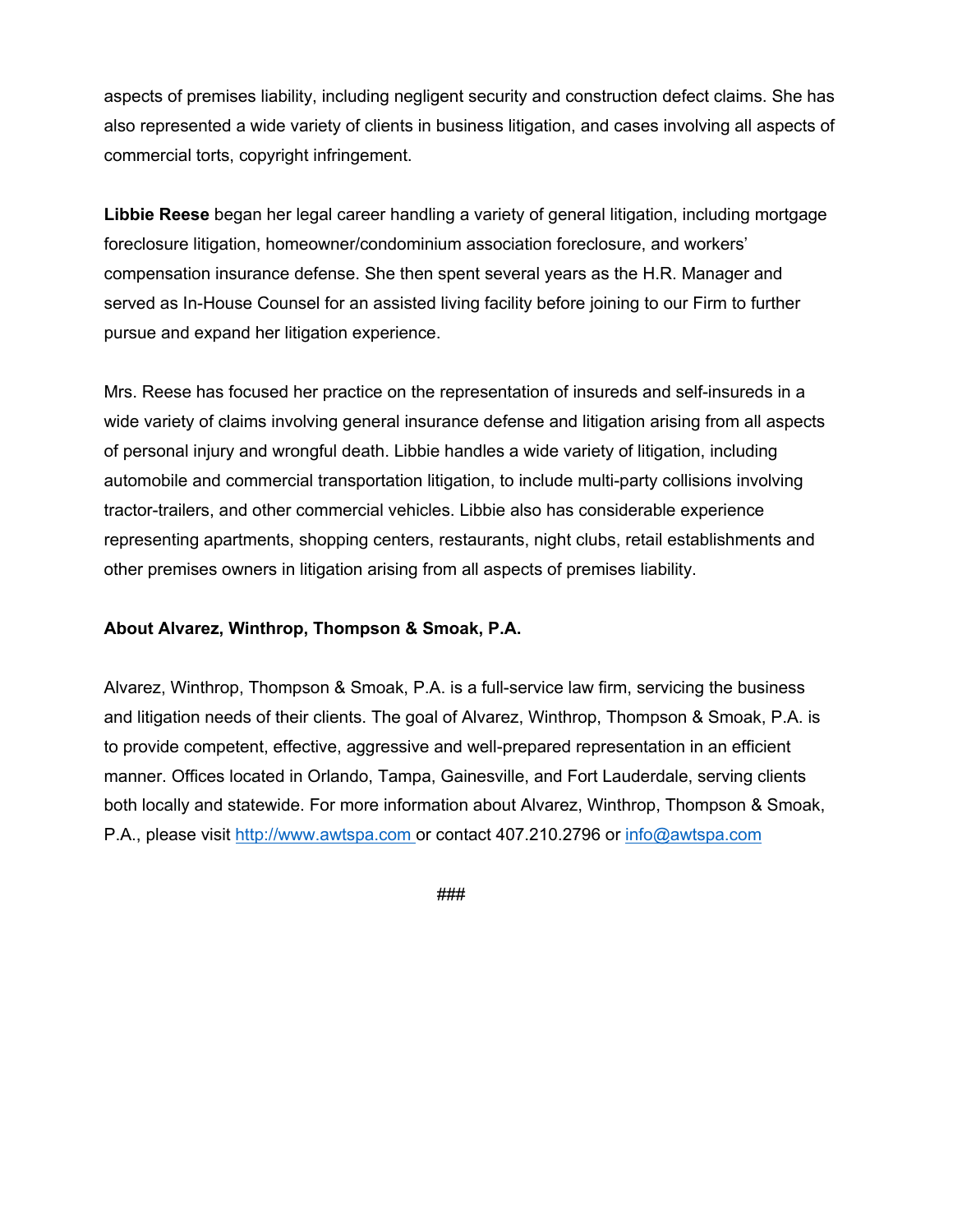aspects of premises liability, including negligent security and construction defect claims. She has also represented a wide variety of clients in business litigation, and cases involving all aspects of commercial torts, copyright infringement.

**Libbie Reese** began her legal career handling a variety of general litigation, including mortgage foreclosure litigation, homeowner/condominium association foreclosure, and workers' compensation insurance defense. She then spent several years as the H.R. Manager and served as In-House Counsel for an assisted living facility before joining to our Firm to further pursue and expand her litigation experience.

Mrs. Reese has focused her practice on the representation of insureds and self-insureds in a wide variety of claims involving general insurance defense and litigation arising from all aspects of personal injury and wrongful death. Libbie handles a wide variety of litigation, including automobile and commercial transportation litigation, to include multi-party collisions involving tractor-trailers, and other commercial vehicles. Libbie also has considerable experience representing apartments, shopping centers, restaurants, night clubs, retail establishments and other premises owners in litigation arising from all aspects of premises liability.

**About Alvarez, Winthrop, Thompson & Smoak, P.A.**

Alvarez, Winthrop, Thompson & Smoak, P.A. is a full-service law firm, servicing the business and litigation needs of their clients. The goal of Alvarez, Winthrop, Thompson & Smoak, P.A. is to provide competent, effective, aggressive and well-prepared representation in an efficient manner. Offices located in Orlando, Tampa, Gainesville, and Fort Lauderdale, serving clients both locally and statewide. For more information about Alvarez, Winthrop, Thompson & Smoak, P.A., please visit http://www.awtspa.com or contact 407.210.2796 or info@awtspa.com

###